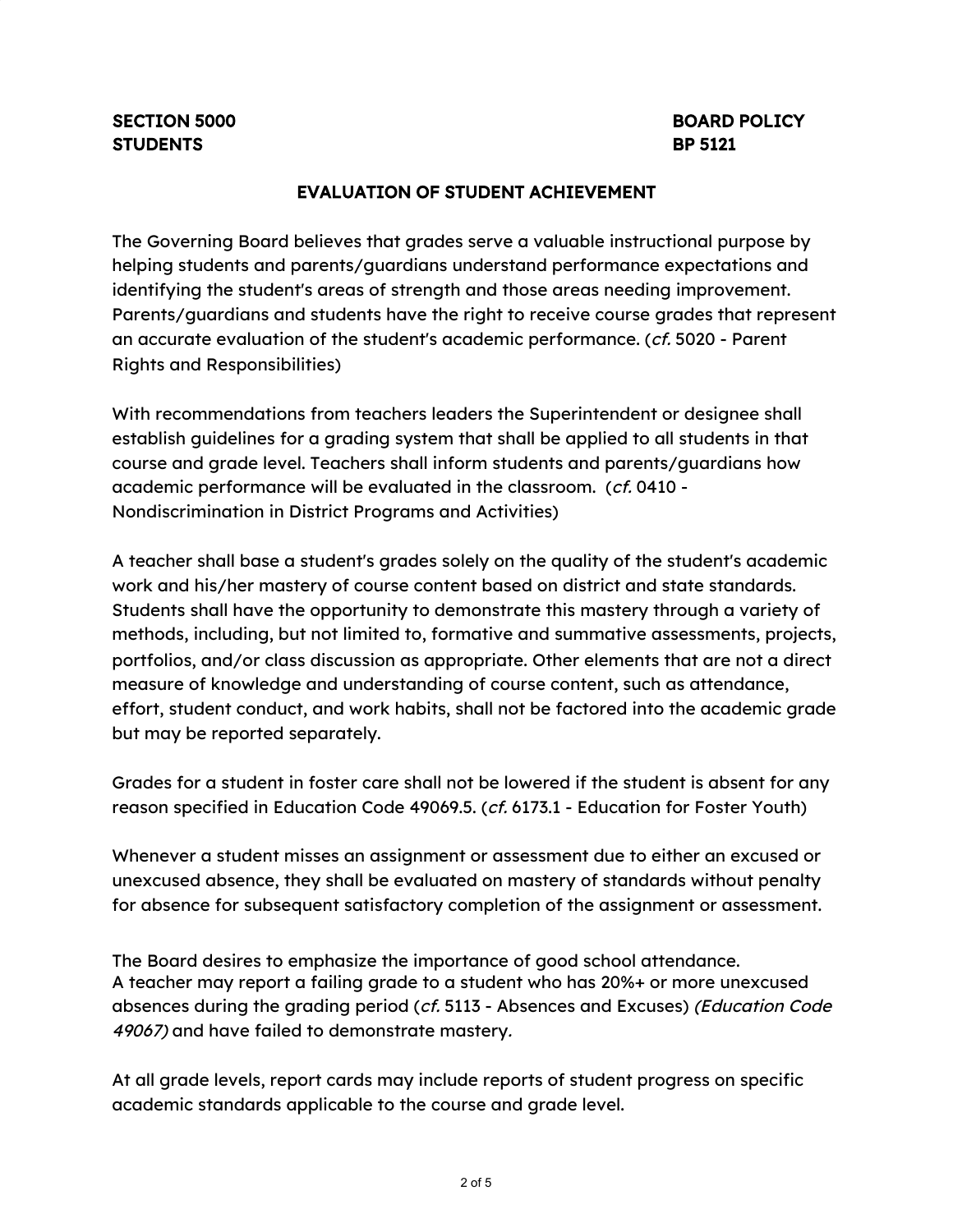**SECTION 5000**
**STUDENTS**

**BOARD POLICY**
**BP 5121**

## EVALUATION OF STUDENT ACHIEVEMENT

The Governing Board believes that grades serve a valuable instructional purpose by helping students and parents/guardians understand performance expectations and identifying the student's areas of strength and those areas needing improvement. Parents/guardians and students have the right to receive course grades that represent an accurate evaluation of the student's academic performance. (*cf.* 5020 - Parent Rights and Responsibilities)

With recommendations from teachers leaders the Superintendent or designee shall establish guidelines for a grading system that shall be applied to all students in that course and grade level. Teachers shall inform students and parents/guardians how academic performance will be evaluated in the classroom. (*cf.* 0410 - Nondiscrimination in District Programs and Activities)

A teacher shall base a student's grades solely on the quality of the student's academic work and his/her mastery of course content based on district and state standards. Students shall have the opportunity to demonstrate this mastery through a variety of methods, including, but not limited to, formative and summative assessments, projects, portfolios, and/or class discussion as appropriate. Other elements that are not a direct measure of knowledge and understanding of course content, such as attendance, effort, student conduct, and work habits, shall not be factored into the academic grade but may be reported separately.

Grades for a student in foster care shall not be lowered if the student is absent for any reason specified in Education Code 49069.5. (*cf.* 6173.1 - Education for Foster Youth)

Whenever a student misses an assignment or assessment due to either an excused or unexcused absence, they shall be evaluated on mastery of standards without penalty for absence for subsequent satisfactory completion of the assignment or assessment.

The Board desires to emphasize the importance of good school attendance.
A teacher may report a failing grade to a student who has 20%+ or more unexcused absences during the grading period (*cf.* 5113 - Absences and Excuses) *(Education Code 49067)* and have failed to demonstrate mastery.

At all grade levels, report cards may include reports of student progress on specific academic standards applicable to the course and grade level.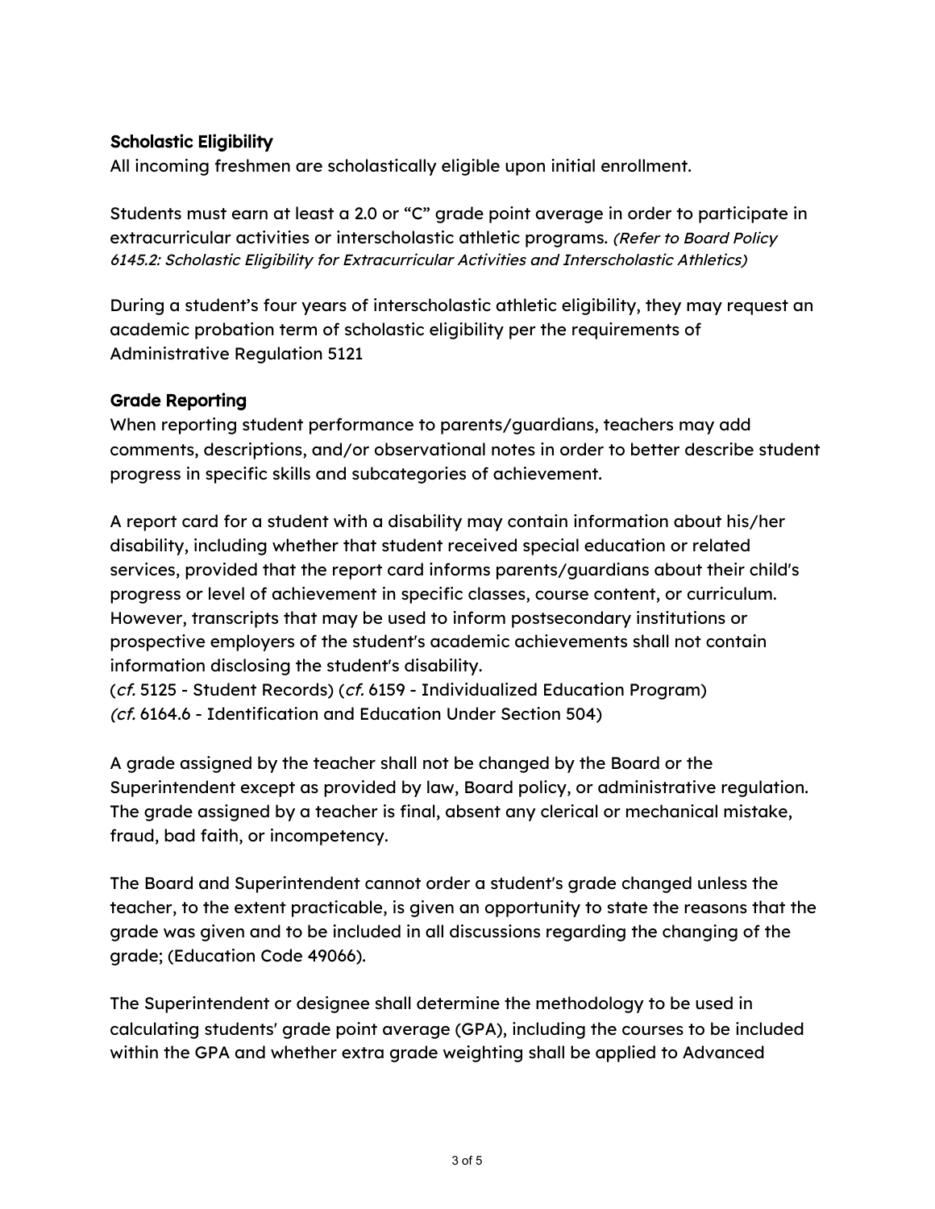### Scholastic Eligibility

All incoming freshmen are scholastically eligible upon initial enrollment.

Students must earn at least a 2.0 or "C" grade point average in order to participate in extracurricular activities or interscholastic athletic programs. *(Refer to Board Policy 6145.2: Scholastic Eligibility for Extracurricular Activities and Interscholastic Athletics)*

During a student's four years of interscholastic athletic eligibility, they may request an academic probation term of scholastic eligibility per the requirements of Administrative Regulation 5121

### Grade Reporting

When reporting student performance to parents/guardians, teachers may add comments, descriptions, and/or observational notes in order to better describe student progress in specific skills and subcategories of achievement.

A report card for a student with a disability may contain information about his/her disability, including whether that student received special education or related services, provided that the report card informs parents/guardians about their child's progress or level of achievement in specific classes, course content, or curriculum. However, transcripts that may be used to inform postsecondary institutions or prospective employers of the student's academic achievements shall not contain information disclosing the student's disability.
(*cf.* 5125 - Student Records) (*cf.* 6159 - Individualized Education Program)
*(cf.* 6164.6 - Identification and Education Under Section 504)

A grade assigned by the teacher shall not be changed by the Board or the Superintendent except as provided by law, Board policy, or administrative regulation. The grade assigned by a teacher is final, absent any clerical or mechanical mistake, fraud, bad faith, or incompetency.

The Board and Superintendent cannot order a student's grade changed unless the teacher, to the extent practicable, is given an opportunity to state the reasons that the grade was given and to be included in all discussions regarding the changing of the grade; (Education Code 49066).

The Superintendent or designee shall determine the methodology to be used in calculating students' grade point average (GPA), including the courses to be included within the GPA and whether extra grade weighting shall be applied to Advanced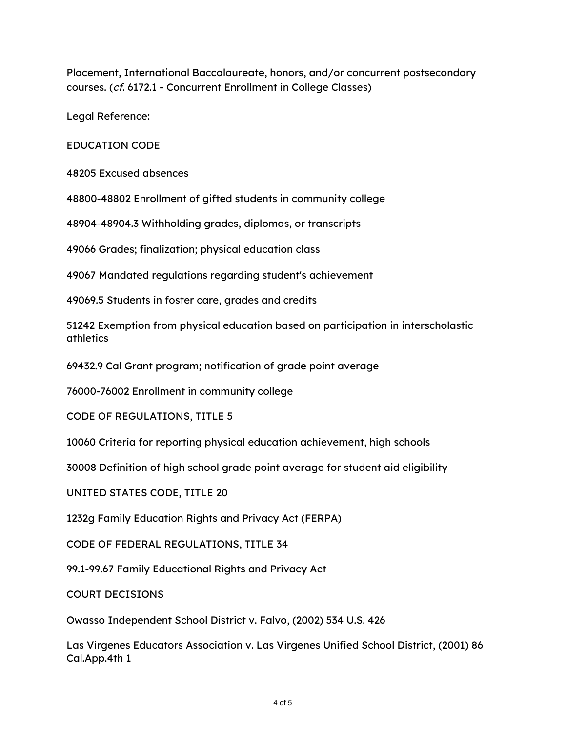Placement, International Baccalaureate, honors, and/or concurrent postsecondary courses. (*cf.* 6172.1 - Concurrent Enrollment in College Classes)

Legal Reference:

EDUCATION CODE

48205 Excused absences

48800-48802 Enrollment of gifted students in community college

48904-48904.3 Withholding grades, diplomas, or transcripts

49066 Grades; finalization; physical education class

49067 Mandated regulations regarding student's achievement

49069.5 Students in foster care, grades and credits

51242 Exemption from physical education based on participation in interscholastic athletics

69432.9 Cal Grant program; notification of grade point average

76000-76002 Enrollment in community college

CODE OF REGULATIONS, TITLE 5

10060 Criteria for reporting physical education achievement, high schools

30008 Definition of high school grade point average for student aid eligibility

UNITED STATES CODE, TITLE 20

1232g Family Education Rights and Privacy Act (FERPA)

CODE OF FEDERAL REGULATIONS, TITLE 34

99.1-99.67 Family Educational Rights and Privacy Act

COURT DECISIONS

Owasso Independent School District v. Falvo, (2002) 534 U.S. 426

Las Virgenes Educators Association v. Las Virgenes Unified School District, (2001) 86 Cal.App.4th 1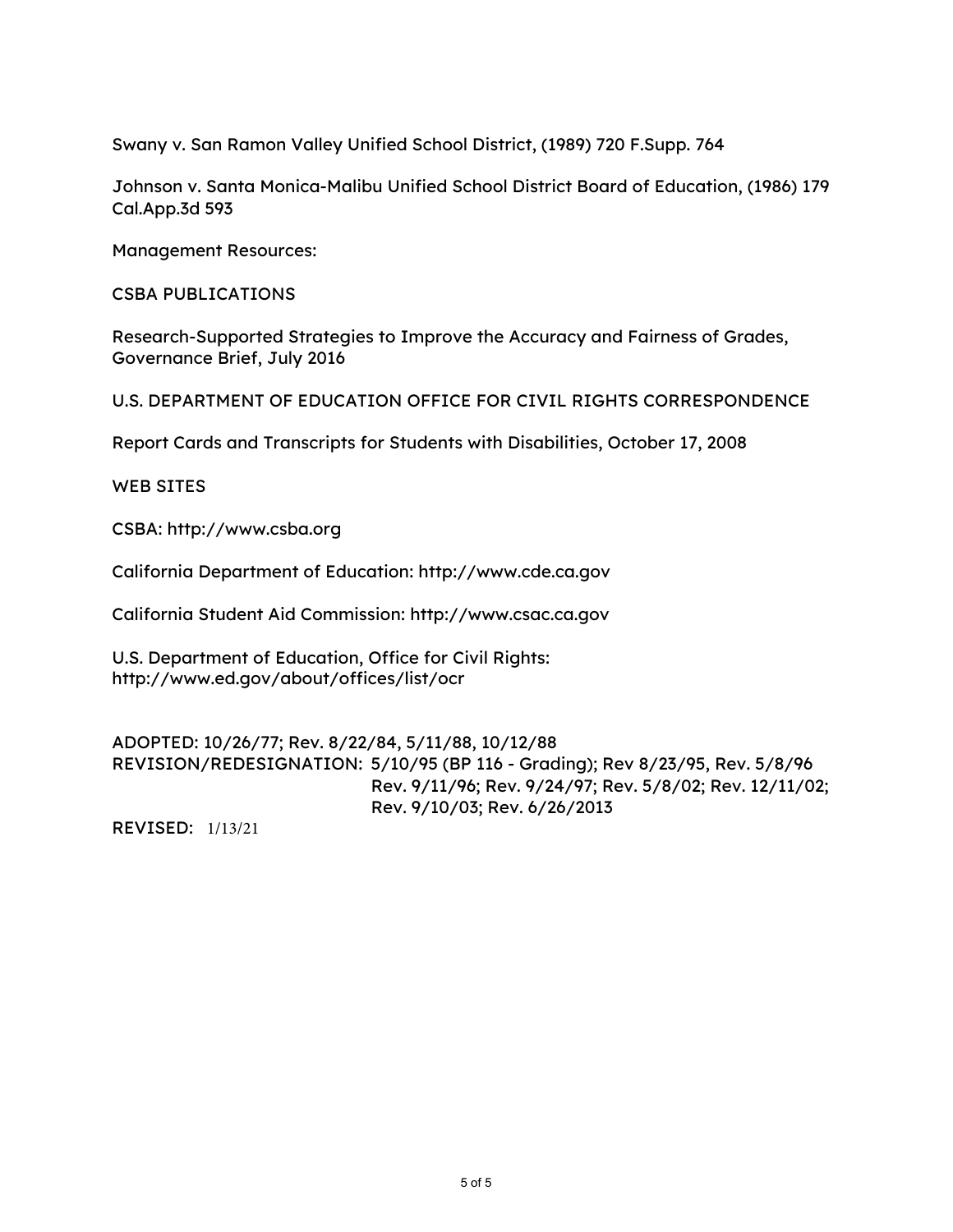Swany v. San Ramon Valley Unified School District, (1989) 720 F.Supp. 764

Johnson v. Santa Monica-Malibu Unified School District Board of Education, (1986) 179 Cal.App.3d 593

Management Resources:

CSBA PUBLICATIONS

Research-Supported Strategies to Improve the Accuracy and Fairness of Grades, Governance Brief, July 2016

U.S. DEPARTMENT OF EDUCATION OFFICE FOR CIVIL RIGHTS CORRESPONDENCE

Report Cards and Transcripts for Students with Disabilities, October 17, 2008

WEB SITES

CSBA: http://www.csba.org

California Department of Education: http://www.cde.ca.gov

California Student Aid Commission: http://www.csac.ca.gov

U.S. Department of Education, Office for Civil Rights: http://www.ed.gov/about/offices/list/ocr

ADOPTED: 10/26/77; Rev. 8/22/84, 5/11/88, 10/12/88
REVISION/REDESIGNATION: 5/10/95 (BP 116 - Grading); Rev 8/23/95, Rev. 5/8/96 Rev. 9/11/96; Rev. 9/24/97; Rev. 5/8/02; Rev. 12/11/02; Rev. 9/10/03; Rev. 6/26/2013
REVISED: 1/13/21